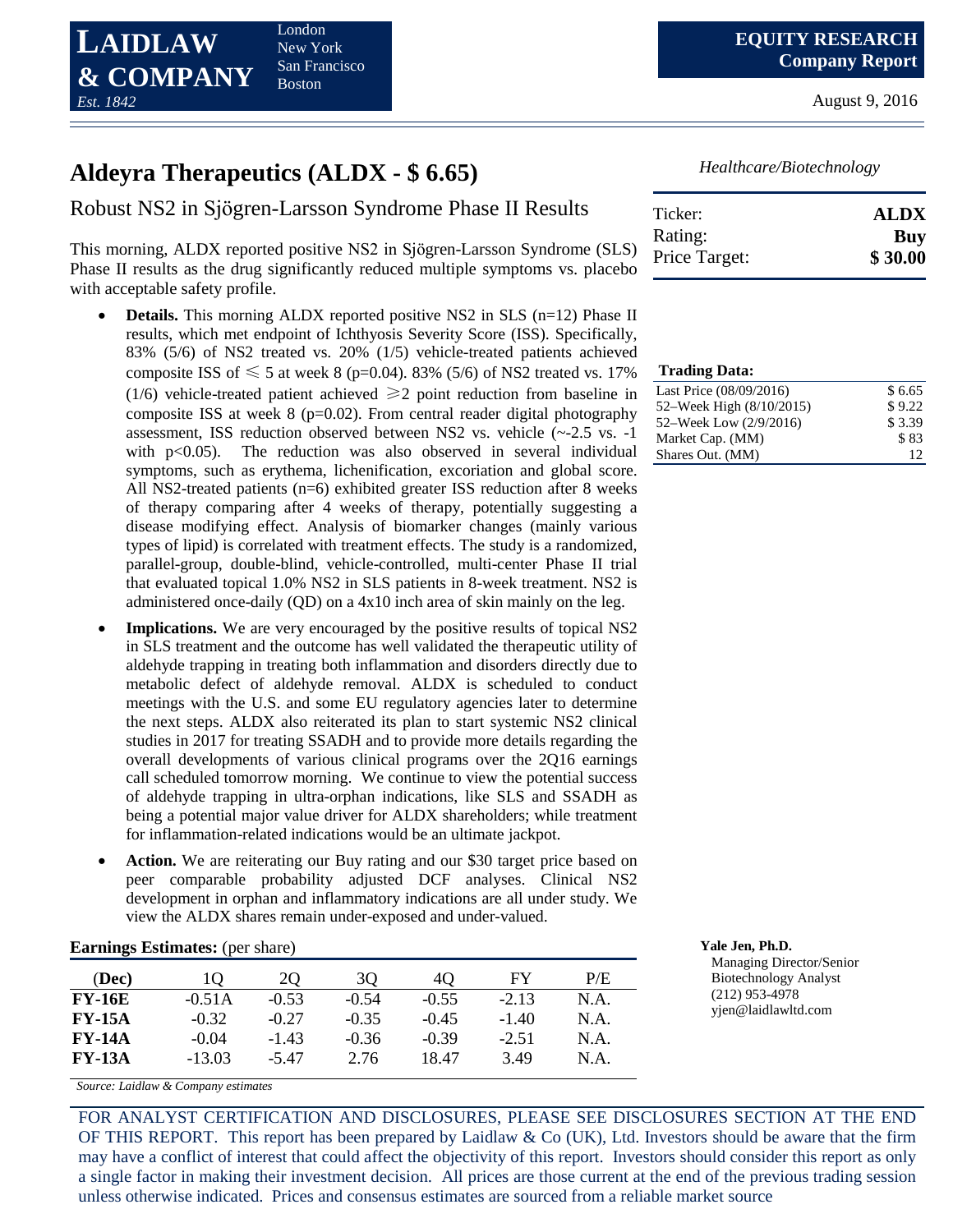LAIDLAW & COMPANY
Est. 1842

London
New York
San Francisco
Boston

**EQUITY RESEARCH**
**Company Report**

August 9, 2016

# Aldeyra Therapeutics (ALDX - $ 6.65)

*Healthcare/Biotechnology*

## Robust NS2 in Sjögren-Larsson Syndrome Phase II Results

| | |
|---|---|
| Ticker: | **ALDX** |
| Rating: | **Buy** |
| Price Target: | **$ 30.00** |

This morning, ALDX reported positive NS2 in Sjögren-Larsson Syndrome (SLS) Phase II results as the drug significantly reduced multiple symptoms vs. placebo with acceptable safety profile.

- **Details.** This morning ALDX reported positive NS2 in SLS (n=12) Phase II results, which met endpoint of Ichthyosis Severity Score (ISS). Specifically, 83% (5/6) of NS2 treated vs. 20% (1/5) vehicle-treated patients achieved composite ISS of $\leqslant$ 5 at week 8 (p=0.04). 83% (5/6) of NS2 treated vs. 17% (1/6) vehicle-treated patient achieved $\geqslant$2 point reduction from baseline in composite ISS at week 8 (p=0.02). From central reader digital photography assessment, ISS reduction observed between NS2 vs. vehicle (~-2.5 vs. -1 with p<0.05). The reduction was also observed in several individual symptoms, such as erythema, lichenification, excoriation and global score. All NS2-treated patients (n=6) exhibited greater ISS reduction after 8 weeks of therapy comparing after 4 weeks of therapy, potentially suggesting a disease modifying effect. Analysis of biomarker changes (mainly various types of lipid) is correlated with treatment effects. The study is a randomized, parallel-group, double-blind, vehicle-controlled, multi-center Phase II trial that evaluated topical 1.0% NS2 in SLS patients in 8-week treatment. NS2 is administered once-daily (QD) on a 4x10 inch area of skin mainly on the leg.
- **Implications.** We are very encouraged by the positive results of topical NS2 in SLS treatment and the outcome has well validated the therapeutic utility of aldehyde trapping in treating both inflammation and disorders directly due to metabolic defect of aldehyde removal. ALDX is scheduled to conduct meetings with the U.S. and some EU regulatory agencies later to determine the next steps. ALDX also reiterated its plan to start systemic NS2 clinical studies in 2017 for treating SSADH and to provide more details regarding the overall developments of various clinical programs over the 2Q16 earnings call scheduled tomorrow morning. We continue to view the potential success of aldehyde trapping in ultra-orphan indications, like SLS and SSADH as being a potential major value driver for ALDX shareholders; while treatment for inflammation-related indications would be an ultimate jackpot.
- **Action.** We are reiterating our Buy rating and our $30 target price based on peer comparable probability adjusted DCF analyses. Clinical NS2 development in orphan and inflammatory indications are all under study. We view the ALDX shares remain under-exposed and under-valued.

**Trading Data:**

| | |
|---|---|
| Last Price (08/09/2016) | $ 6.65 |
| 52–Week High (8/10/2015) | $ 9.22 |
| 52–Week Low (2/9/2016) | $ 3.39 |
| Market Cap. (MM) | $ 83 |
| Shares Out. (MM) | 12 |

**Earnings Estimates:** (per share)

| (Dec) | 1Q | 2Q | 3Q | 4Q | FY | P/E |
|---|---|---|---|---|---|---|
| **FY-16E** | -0.51A | -0.53 | -0.54 | -0.55 | -2.13 | N.A. |
| **FY-15A** | -0.32 | -0.27 | -0.35 | -0.45 | -1.40 | N.A. |
| **FY-14A** | -0.04 | -1.43 | -0.36 | -0.39 | -2.51 | N.A. |
| **FY-13A** | -13.03 | -5.47 | 2.76 | 18.47 | 3.49 | N.A. |

*Source: Laidlaw & Company estimates*

**Yale Jen, Ph.D.**
Managing Director/Senior Biotechnology Analyst
(212) 953-4978
yjen@laidlawltd.com

FOR ANALYST CERTIFICATION AND DISCLOSURES, PLEASE SEE DISCLOSURES SECTION AT THE END OF THIS REPORT. This report has been prepared by Laidlaw & Co (UK), Ltd. Investors should be aware that the firm may have a conflict of interest that could affect the objectivity of this report. Investors should consider this report as only a single factor in making their investment decision. All prices are those current at the end of the previous trading session unless otherwise indicated. Prices and consensus estimates are sourced from a reliable market source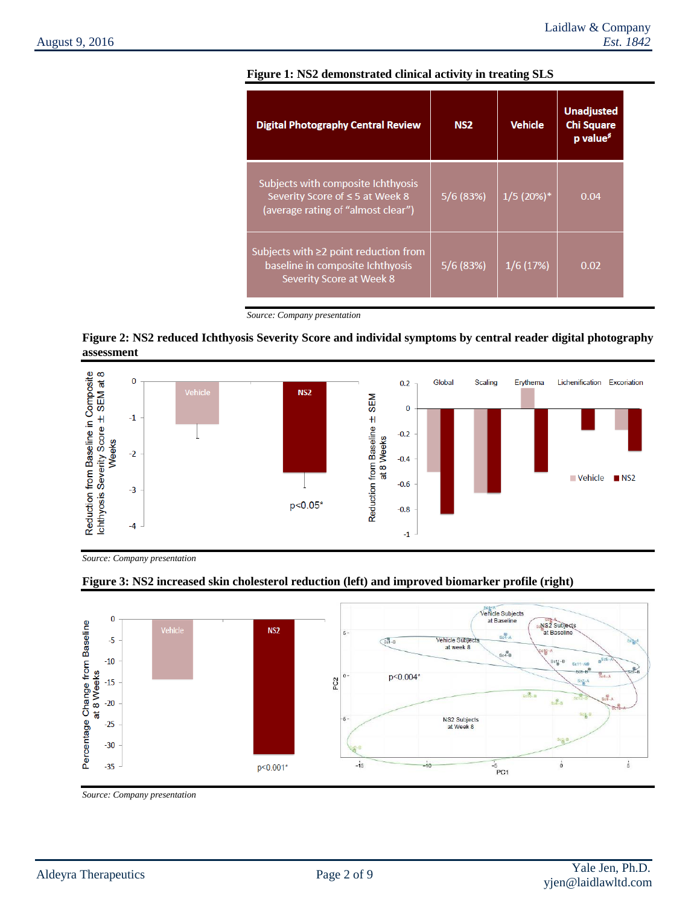**Figure 1: NS2 demonstrated clinical activity in treating SLS**

| Digital Photography Central Review | NS2 | Vehicle | Unadjusted Chi Square p value[#] |
|---|---|---|---|
| Subjects with composite Ichthyosis Severity Score of ≤ 5 at Week 8 (average rating of "almost clear") | 5/6 (83%) | 1/5 (20%)* | 0.04 |
| Subjects with ≥2 point reduction from baseline in composite Ichthyosis Severity Score at Week 8 | 5/6 (83%) | 1/6 (17%) | 0.02 |

*Source: Company presentation*

**Figure 2: NS2 reduced Ichthyosis Severity Score and individual symptoms by central reader digital photography assessment**

*Source: Company presentation*

**Figure 3: NS2 increased skin cholesterol reduction (left) and improved biomarker profile (right)**

*Source: Company presentation*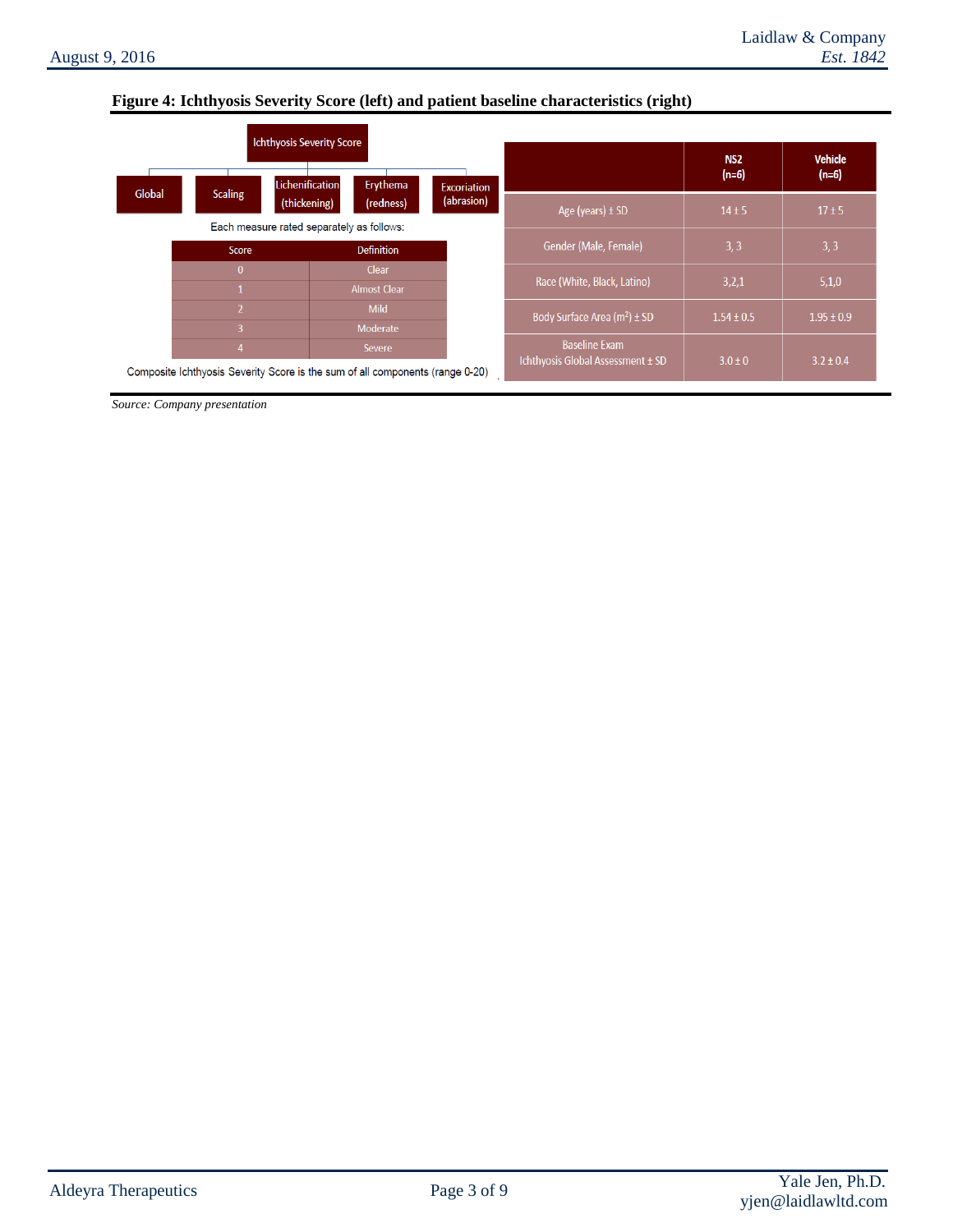**Figure 4: Ichthyosis Severity Score (left) and patient baseline characteristics (right)**

Ichthyosis Severity Score

- Global
- Scaling
- Lichenification (thickening)
- Erythema (redness)
- Excoriation (abrasion)

Each measure rated separately as follows:

| Score | Definition |
| --- | --- |
| 0 | Clear |
| 1 | Almost Clear |
| 2 | Mild |
| 3 | Moderate |
| 4 | Severe |

Composite Ichthyosis Severity Score is the sum of all components (range 0-20)

| | NS2 (n=6) | Vehicle (n=6) |
| --- | --- | --- |
| Age (years) ± SD | 14 ± 5 | 17 ± 5 |
| Gender (Male, Female) | 3, 3 | 3, 3 |
| Race (White, Black, Latino) | 3,2,1 | 5,1,0 |
| Body Surface Area ($m^2$) ± SD | 1.54 ± 0.5 | 1.95 ± 0.9 |
| Baseline Exam Ichthyosis Global Assessment ± SD | 3.0 ± 0 | 3.2 ± 0.4 |

*Source: Company presentation*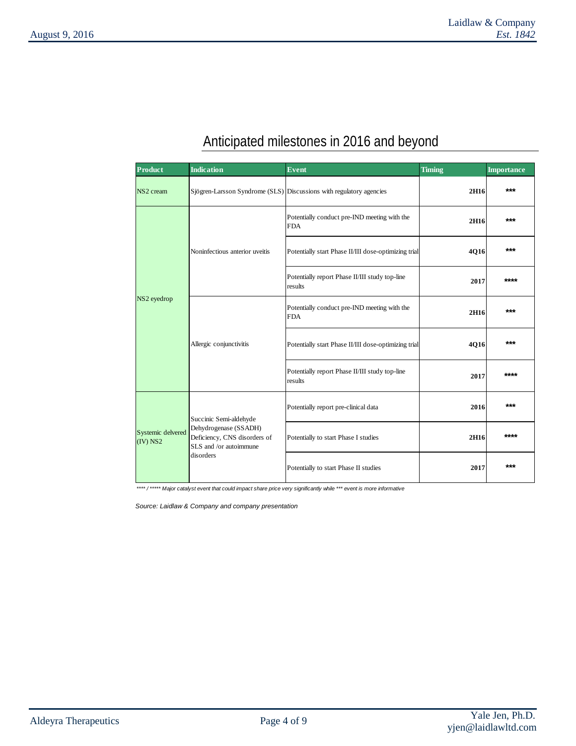## Anticipated milestones in 2016 and beyond

| Product | Indication | Event | Timing | Importance |
|---|---|---|---|---|
| NS2 cream | Sjögren-Larsson Syndrome (SLS) | Discussions with regulatory agencies | 2H16 | *** |
| NS2 eyedrop | Noninfectious anterior uveitis | Potentially conduct pre-IND meeting with the FDA | 2H16 | *** |
| | | Potentially start Phase II/III dose-optimizing trial | 4Q16 | *** |
| | | Potentially report Phase II/III study top-line results | 2017 | **** |
| | Allergic conjunctivitis | Potentially conduct pre-IND meeting with the FDA | 2H16 | *** |
| | | Potentially start Phase II/III dose-optimizing trial | 4Q16 | *** |
| | | Potentially report Phase II/III study top-line results | 2017 | **** |
| Systemic delvered (IV) NS2 | Succinic Semi-aldehyde Dehydrogenase (SSADH) Deficiency, CNS disorders of SLS and /or autoimmune disorders | Potentially report pre-clinical data | 2016 | *** |
| | | Potentially to start Phase I studies | 2H16 | **** |
| | | Potentially to start Phase II studies | 2017 | *** |

*\*\*\*\* / \*\*\*\*\* Major catalyst event that could impact share price very significantly while \*\*\* event is more informative*

*Source: Laidlaw & Company and company presentation*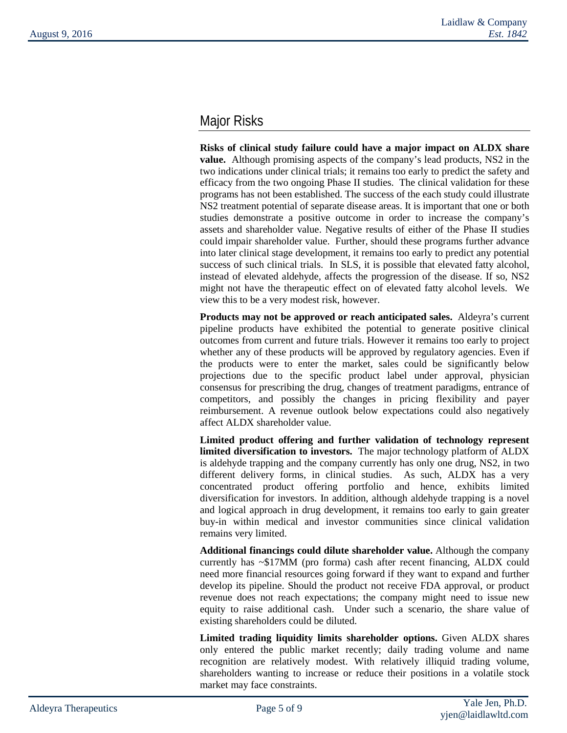## Major Risks

**Risks of clinical study failure could have a major impact on ALDX share value.** Although promising aspects of the company's lead products, NS2 in the two indications under clinical trials; it remains too early to predict the safety and efficacy from the two ongoing Phase II studies. The clinical validation for these programs has not been established. The success of the each study could illustrate NS2 treatment potential of separate disease areas. It is important that one or both studies demonstrate a positive outcome in order to increase the company's assets and shareholder value. Negative results of either of the Phase II studies could impair shareholder value. Further, should these programs further advance into later clinical stage development, it remains too early to predict any potential success of such clinical trials. In SLS, it is possible that elevated fatty alcohol, instead of elevated aldehyde, affects the progression of the disease. If so, NS2 might not have the therapeutic effect on of elevated fatty alcohol levels. We view this to be a very modest risk, however.

**Products may not be approved or reach anticipated sales.** Aldeyra's current pipeline products have exhibited the potential to generate positive clinical outcomes from current and future trials. However it remains too early to project whether any of these products will be approved by regulatory agencies. Even if the products were to enter the market, sales could be significantly below projections due to the specific product label under approval, physician consensus for prescribing the drug, changes of treatment paradigms, entrance of competitors, and possibly the changes in pricing flexibility and payer reimbursement. A revenue outlook below expectations could also negatively affect ALDX shareholder value.

**Limited product offering and further validation of technology represent limited diversification to investors.** The major technology platform of ALDX is aldehyde trapping and the company currently has only one drug, NS2, in two different delivery forms, in clinical studies. As such, ALDX has a very concentrated product offering portfolio and hence, exhibits limited diversification for investors. In addition, although aldehyde trapping is a novel and logical approach in drug development, it remains too early to gain greater buy-in within medical and investor communities since clinical validation remains very limited.

**Additional financings could dilute shareholder value.** Although the company currently has ~$17MM (pro forma) cash after recent financing, ALDX could need more financial resources going forward if they want to expand and further develop its pipeline. Should the product not receive FDA approval, or product revenue does not reach expectations; the company might need to issue new equity to raise additional cash. Under such a scenario, the share value of existing shareholders could be diluted.

**Limited trading liquidity limits shareholder options.** Given ALDX shares only entered the public market recently; daily trading volume and name recognition are relatively modest. With relatively illiquid trading volume, shareholders wanting to increase or reduce their positions in a volatile stock market may face constraints.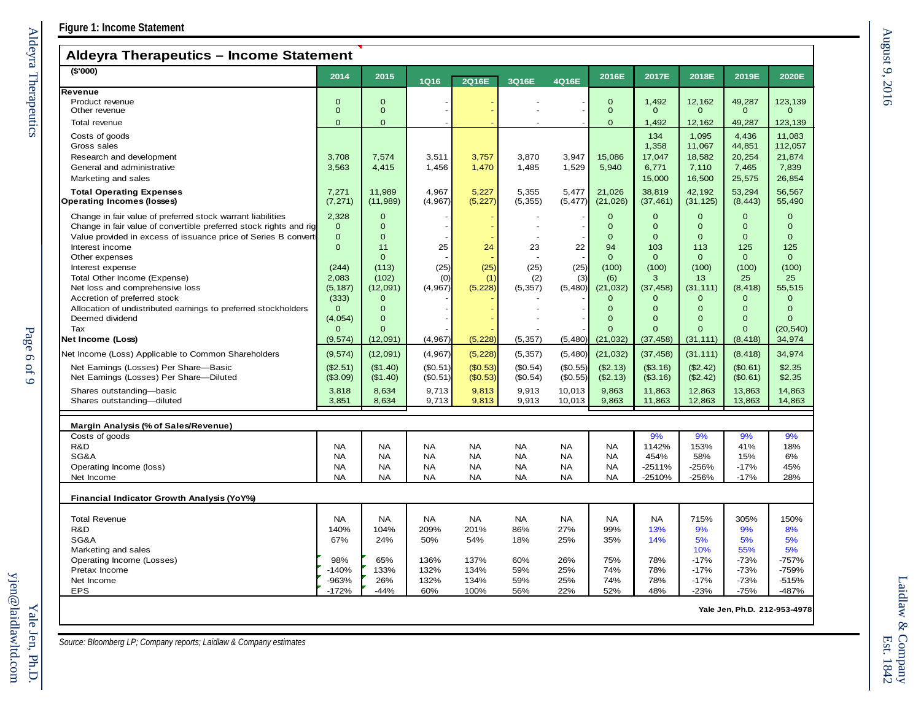**Figure 1: Income Statement**

## Aldeyra Therapeutics – Income Statement

| ($'000) | 2014 | 2015 | 1Q16 | 2Q16E | 3Q16E | 4Q16E | 2016E | 2017E | 2018E | 2019E | 2020E |
|---|---|---|---|---|---|---|---|---|---|---|---|
| **Revenue** | | | | | | | | | | | |
| Product revenue | 0 | 0 | - | - | - | - | 0 | 1,492 | 12,162 | 49,287 | 123,139 |
| Other revenue | 0 | 0 | - | - | - | - | 0 | 0 | 0 | 0 | 0 |
| Total revenue | 0 | 0 | - | - | - | - | 0 | 1,492 | 12,162 | 49,287 | 123,139 |
| Costs of goods | | | | | | | | 134 | 1,095 | 4,436 | 11,083 |
| Gross sales | | | | | | | | 1,358 | 11,067 | 44,851 | 112,057 |
| Research and development | 3,708 | 7,574 | 3,511 | 3,757 | 3,870 | 3,947 | 15,086 | 17,047 | 18,582 | 20,254 | 21,874 |
| General and administrative | 3,563 | 4,415 | 1,456 | 1,470 | 1,485 | 1,529 | 5,940 | 6,771 | 7,110 | 7,465 | 7,839 |
| Marketing and sales | | | | | | | | 15,000 | 16,500 | 25,575 | 26,854 |
| **Total Operating Expenses** | 7,271 | 11,989 | 4,967 | 5,227 | 5,355 | 5,477 | 21,026 | 38,819 | 42,192 | 53,294 | 56,567 |
| **Operating Incomes (losses)** | (7,271) | (11,989) | (4,967) | (5,227) | (5,355) | (5,477) | (21,026) | (37,461) | (31,125) | (8,443) | 55,490 |
| Change in fair value of preferred stock warrant liabilities | 2,328 | 0 | - | - | - | - | 0 | 0 | 0 | 0 | 0 |
| Change in fair value of convertible preferred stock rights and rig | 0 | 0 | - | - | - | - | 0 | 0 | 0 | 0 | 0 |
| Value provided in excess of issuance price of Series B converti | 0 | 0 | - | - | - | - | 0 | 0 | 0 | 0 | 0 |
| Interest income | 0 | 11 | 25 | 24 | 23 | 22 | 94 | 103 | 113 | 125 | 125 |
| Other expenses | | 0 | - | - | - | - | 0 | 0 | 0 | 0 | 0 |
| Interest expense | (244) | (113) | (25) | (25) | (25) | (25) | (100) | (100) | (100) | (100) | (100) |
| Total Other Income (Expense) | 2,083 | (102) | (0) | (1) | (2) | (3) | (6) | 3 | 13 | 25 | 25 |
| Net loss and comprehensive loss | (5,187) | (12,091) | (4,967) | (5,228) | (5,357) | (5,480) | (21,032) | (37,458) | (31,111) | (8,418) | 55,515 |
| Accretion of preferred stock | (333) | 0 | - | - | - | - | 0 | 0 | 0 | 0 | 0 |
| Allocation of undistributed earnings to preferred stockholders | 0 | 0 | - | - | - | - | 0 | 0 | 0 | 0 | 0 |
| Deemed dividend | (4,054) | 0 | - | - | - | - | 0 | 0 | 0 | 0 | 0 |
| Tax | 0 | 0 | - | - | - | - | 0 | 0 | 0 | 0 | (20,540) |
| **Net Income (Loss)** | (9,574) | (12,091) | (4,967) | (5,228) | (5,357) | (5,480) | (21,032) | (37,458) | (31,111) | (8,418) | 34,974 |
| Net Income (Loss) Applicable to Common Shareholders | (9,574) | (12,091) | (4,967) | (5,228) | (5,357) | (5,480) | (21,032) | (37,458) | (31,111) | (8,418) | 34,974 |
| Net Earnings (Losses) Per Share—Basic | ($2.51) | ($1.40) | ($0.51) | ($0.53) | ($0.54) | ($0.55) | ($2.13) | ($3.16) | ($2.42) | ($0.61) | $2.35 |
| Net Earnings (Losses) Per Share—Diluted | ($3.09) | ($1.40) | ($0.51) | ($0.53) | ($0.54) | ($0.55) | ($2.13) | ($3.16) | ($2.42) | ($0.61) | $2.35 |
| Shares outstanding—basic | 3,818 | 8,634 | 9,713 | 9,813 | 9,913 | 10,013 | 9,863 | 11,863 | 12,863 | 13,863 | 14,863 |
| Shares outstanding—diluted | 3,851 | 8,634 | 9,713 | 9,813 | 9,913 | 10,013 | 9,863 | 11,863 | 12,863 | 13,863 | 14,863 |
| **Margin Analysis (% of Sales/Revenue)** | | | | | | | | | | | |
| Costs of goods | | | | | | | | 9% | 9% | 9% | 9% |
| R&D | NA | NA | NA | NA | NA | NA | NA | 1142% | 153% | 41% | 18% |
| SG&A | NA | NA | NA | NA | NA | NA | NA | 454% | 58% | 15% | 6% |
| Operating Income (loss) | NA | NA | NA | NA | NA | NA | NA | -2511% | -256% | -17% | 45% |
| Net Income | NA | NA | NA | NA | NA | NA | NA | -2510% | -256% | -17% | 28% |
| **Financial Indicator Growth Analysis (YoY%)** | | | | | | | | | | | |
| Total Revenue | NA | NA | NA | NA | NA | NA | NA | NA | 715% | 305% | 150% |
| R&D | 140% | 104% | 209% | 201% | 86% | 27% | 99% | 13% | 9% | 9% | 8% |
| SG&A | 67% | 24% | 50% | 54% | 18% | 25% | 35% | 14% | 5% | 5% | 5% |
| Marketing and sales | | | | | | | | | 10% | 55% | 5% |
| Operating Income (Losses) | 98% | 65% | 136% | 137% | 60% | 26% | 75% | 78% | -17% | -73% | -757% |
| Pretax Income | -140% | 133% | 132% | 134% | 59% | 25% | 74% | 78% | -17% | -73% | -759% |
| Net Income | -963% | 26% | 132% | 134% | 59% | 25% | 74% | 78% | -17% | -73% | -515% |
| EPS | -172% | -44% | 60% | 100% | 56% | 22% | 52% | 48% | -23% | -75% | -487% |

Yale Jen, Ph.D. 212-953-4978

*Source: Bloomberg LP; Company reports; Laidlaw & Company estimates*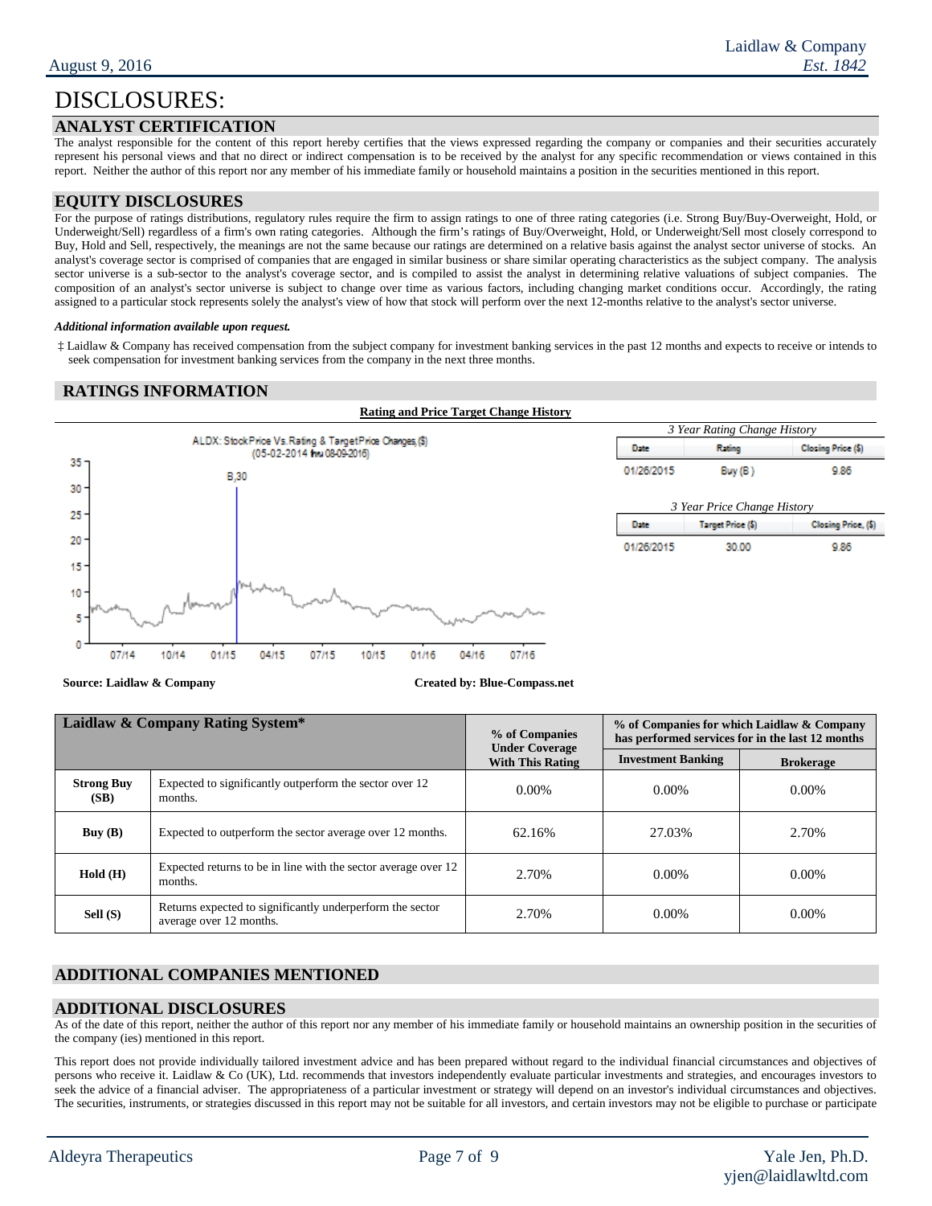# DISCLOSURES:

## ANALYST CERTIFICATION

The analyst responsible for the content of this report hereby certifies that the views expressed regarding the company or companies and their securities accurately represent his personal views and that no direct or indirect compensation is to be received by the analyst for any specific recommendation or views contained in this report. Neither the author of this report nor any member of his immediate family or household maintains a position in the securities mentioned in this report.

## EQUITY DISCLOSURES

For the purpose of ratings distributions, regulatory rules require the firm to assign ratings to one of three rating categories (i.e. Strong Buy/Buy-Overweight, Hold, or Underweight/Sell) regardless of a firm's own rating categories. Although the firm's ratings of Buy/Overweight, Hold, or Underweight/Sell most closely correspond to Buy, Hold and Sell, respectively, the meanings are not the same because our ratings are determined on a relative basis against the analyst sector universe of stocks. An analyst's coverage sector is comprised of companies that are engaged in similar business or share similar operating characteristics as the subject company. The analysis sector universe is a sub-sector to the analyst's coverage sector, and is compiled to assist the analyst in determining relative valuations of subject companies. The composition of an analyst's sector universe is subject to change over time as various factors, including changing market conditions occur. Accordingly, the rating assigned to a particular stock represents solely the analyst's view of how that stock will perform over the next 12-months relative to the analyst's sector universe.

***Additional information available upon request.***

‡ Laidlaw & Company has received compensation from the subject company for investment banking services in the past 12 months and expects to receive or intends to seek compensation for investment banking services from the company in the next three months.

## RATINGS INFORMATION

**Rating and Price Target Change History**

ALDX: Stock Price Vs. Rating & Target Price Changes ($) (05-02-2014 thru 08-09-2016)

*3 Year Rating Change History*

| Date | Rating | Closing Price ($) |
|---|---|---|
| 01/26/2015 | Buy (B) | 9.86 |

*3 Year Price Change History*

| Date | Target Price ($) | Closing Price, ($) |
|---|---|---|
| 01/26/2015 | 30.00 | 9.86 |

**Source: Laidlaw & Company** **Created by: Blue-Compass.net**

| Laidlaw & Company Rating System* | | % of Companies Under Coverage With This Rating | % of Companies for which Laidlaw & Company has performed services for in the last 12 months | |
|---|---|---|---|---|
| | | | Investment Banking | Brokerage |
| **Strong Buy (SB)** | Expected to significantly outperform the sector over 12 months. | 0.00% | 0.00% | 0.00% |
| **Buy (B)** | Expected to outperform the sector average over 12 months. | 62.16% | 27.03% | 2.70% |
| **Hold (H)** | Expected returns to be in line with the sector average over 12 months. | 2.70% | 0.00% | 0.00% |
| **Sell (S)** | Returns expected to significantly underperform the sector average over 12 months. | 2.70% | 0.00% | 0.00% |

## ADDITIONAL COMPANIES MENTIONED

## ADDITIONAL DISCLOSURES

As of the date of this report, neither the author of this report nor any member of his immediate family or household maintains an ownership position in the securities of the company (ies) mentioned in this report.

This report does not provide individually tailored investment advice and has been prepared without regard to the individual financial circumstances and objectives of persons who receive it. Laidlaw & Co (UK), Ltd. recommends that investors independently evaluate particular investments and strategies, and encourages investors to seek the advice of a financial adviser. The appropriateness of a particular investment or strategy will depend on an investor's individual circumstances and objectives. The securities, instruments, or strategies discussed in this report may not be suitable for all investors, and certain investors may not be eligible to purchase or participate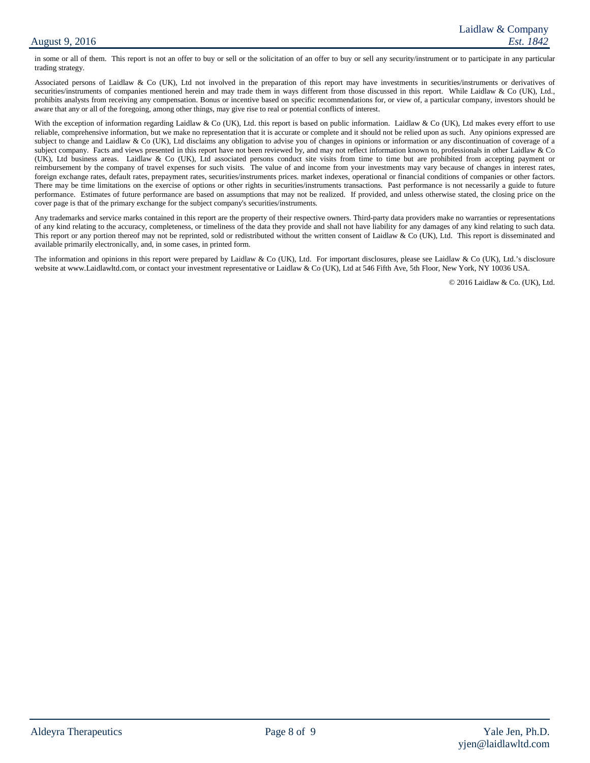in some or all of them. This report is not an offer to buy or sell or the solicitation of an offer to buy or sell any security/instrument or to participate in any particular trading strategy.

Associated persons of Laidlaw & Co (UK), Ltd not involved in the preparation of this report may have investments in securities/instruments or derivatives of securities/instruments of companies mentioned herein and may trade them in ways different from those discussed in this report. While Laidlaw & Co (UK), Ltd., prohibits analysts from receiving any compensation. Bonus or incentive based on specific recommendations for, or view of, a particular company, investors should be aware that any or all of the foregoing, among other things, may give rise to real or potential conflicts of interest.

With the exception of information regarding Laidlaw & Co (UK), Ltd. this report is based on public information. Laidlaw & Co (UK), Ltd makes every effort to use reliable, comprehensive information, but we make no representation that it is accurate or complete and it should not be relied upon as such. Any opinions expressed are subject to change and Laidlaw & Co (UK), Ltd disclaims any obligation to advise you of changes in opinions or information or any discontinuation of coverage of a subject company. Facts and views presented in this report have not been reviewed by, and may not reflect information known to, professionals in other Laidlaw & Co (UK), Ltd business areas. Laidlaw & Co (UK), Ltd associated persons conduct site visits from time to time but are prohibited from accepting payment or reimbursement by the company of travel expenses for such visits. The value of and income from your investments may vary because of changes in interest rates, foreign exchange rates, default rates, prepayment rates, securities/instruments prices. market indexes, operational or financial conditions of companies or other factors. There may be time limitations on the exercise of options or other rights in securities/instruments transactions. Past performance is not necessarily a guide to future performance. Estimates of future performance are based on assumptions that may not be realized. If provided, and unless otherwise stated, the closing price on the cover page is that of the primary exchange for the subject company's securities/instruments.

Any trademarks and service marks contained in this report are the property of their respective owners. Third-party data providers make no warranties or representations of any kind relating to the accuracy, completeness, or timeliness of the data they provide and shall not have liability for any damages of any kind relating to such data. This report or any portion thereof may not be reprinted, sold or redistributed without the written consent of Laidlaw & Co (UK), Ltd. This report is disseminated and available primarily electronically, and, in some cases, in printed form.

The information and opinions in this report were prepared by Laidlaw & Co (UK), Ltd. For important disclosures, please see Laidlaw & Co (UK), Ltd.'s disclosure website at www.Laidlawltd.com, or contact your investment representative or Laidlaw & Co (UK), Ltd at 546 Fifth Ave, 5th Floor, New York, NY 10036 USA.

© 2016 Laidlaw & Co. (UK), Ltd.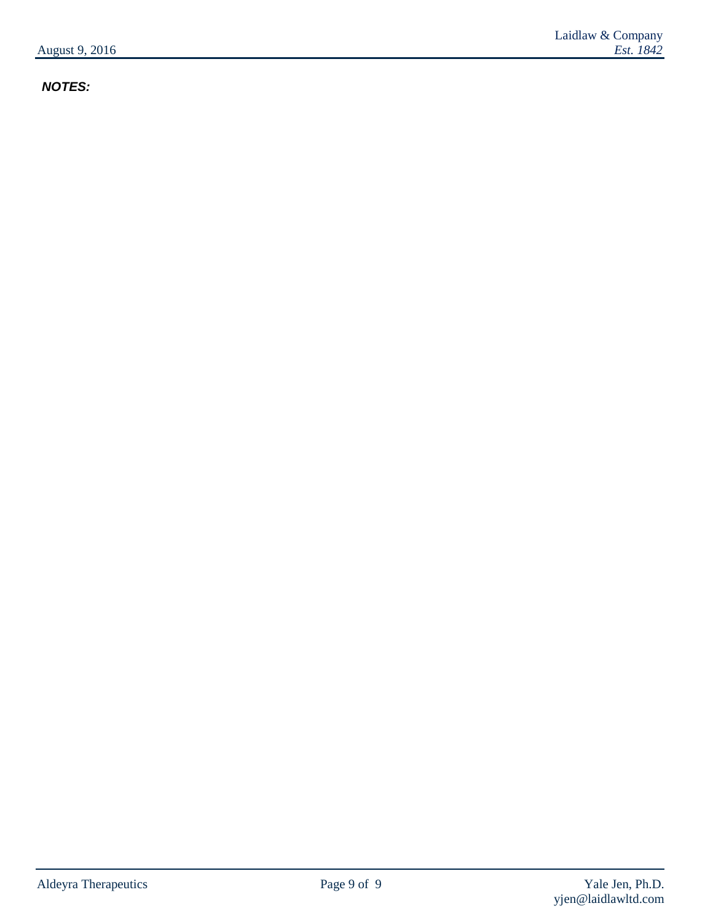***NOTES:***